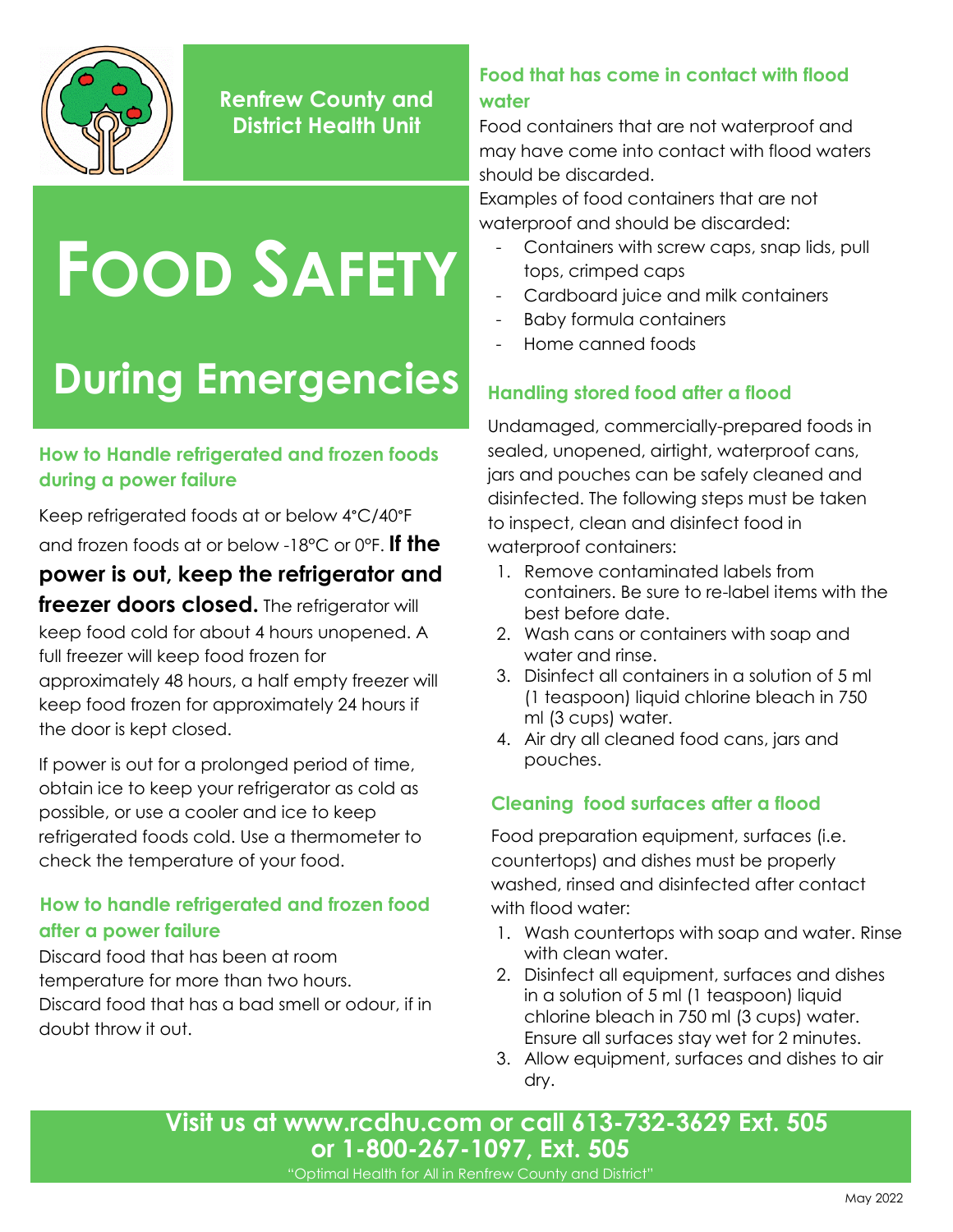Renfrew County and District Health Unit

# Food Safety

# During Emergencies

### How to Handle refrigerated and frozen foods during a power failure

Keep refrigerated foods at or below 4°C/40°F and frozen foods at or below -18°C or 0°F. **If the power is out, keep the refrigerator and freezer doors closed.** The refrigerator will keep food cold for about 4 hours unopened. A full freezer will keep food frozen for approximately 48 hours, a half empty freezer will keep food frozen for approximately 24 hours if the door is kept closed.

If power is out for a prolonged period of time, obtain ice to keep your refrigerator as cold as possible, or use a cooler and ice to keep refrigerated foods cold. Use a thermometer to check the temperature of your food.

### How to handle refrigerated and frozen food after a power failure

Discard food that has been at room temperature for more than two hours.
Discard food that has a bad smell or odour, if in doubt throw it out.

### Food that has come in contact with flood water

Food containers that are not waterproof and may have come into contact with flood waters should be discarded.
Examples of food containers that are not waterproof and should be discarded:

- Containers with screw caps, snap lids, pull tops, crimped caps
- Cardboard juice and milk containers
- Baby formula containers
- Home canned foods

### Handling stored food after a flood

Undamaged, commercially-prepared foods in sealed, unopened, airtight, waterproof cans, jars and pouches can be safely cleaned and disinfected. The following steps must be taken to inspect, clean and disinfect food in waterproof containers:

1. Remove contaminated labels from containers. Be sure to re-label items with the best before date.
2. Wash cans or containers with soap and water and rinse.
3. Disinfect all containers in a solution of 5 ml (1 teaspoon) liquid chlorine bleach in 750 ml (3 cups) water.
4. Air dry all cleaned food cans, jars and pouches.

### Cleaning food surfaces after a flood

Food preparation equipment, surfaces (i.e. countertops) and dishes must be properly washed, rinsed and disinfected after contact with flood water:

1. Wash countertops with soap and water. Rinse with clean water.
2. Disinfect all equipment, surfaces and dishes in a solution of 5 ml (1 teaspoon) liquid chlorine bleach in 750 ml (3 cups) water. Ensure all surfaces stay wet for 2 minutes.
3. Allow equipment, surfaces and dishes to air dry.

**Visit us at www.rcdhu.com or call 613-732-3629 Ext. 505 or 1-800-267-1097, Ext. 505**

"Optimal Health for All in Renfrew County and District"

May 2022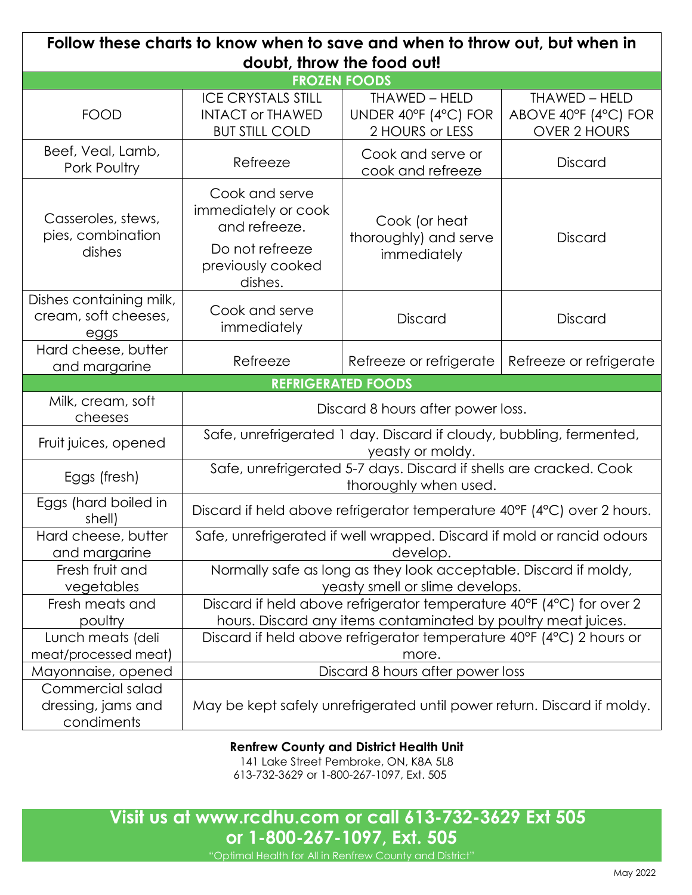**Follow these charts to know when to save and when to throw out, but when in doubt, throw the food out!**

| FOOD | ICE CRYSTALS STILL INTACT or THAWED BUT STILL COLD | THAWED – HELD UNDER 40°F (4°C) FOR 2 HOURS or LESS | THAWED – HELD ABOVE 40°F (4°C) FOR OVER 2 HOURS |
|---|---|---|---|
| **FROZEN FOODS** | | | |
| Beef, Veal, Lamb, Pork Poultry | Refreeze | Cook and serve or cook and refreeze | Discard |
| Casseroles, stews, pies, combination dishes | Cook and serve immediately or cook and refreeze. Do not refreeze previously cooked dishes. | Cook (or heat thoroughly) and serve immediately | Discard |
| Dishes containing milk, cream, soft cheeses, eggs | Cook and serve immediately | Discard | Discard |
| Hard cheese, butter and margarine | Refreeze | Refreeze or refrigerate | Refreeze or refrigerate |
| **REFRIGERATED FOODS** | | | |
| Milk, cream, soft cheeses | Discard 8 hours after power loss. | | |
| Fruit juices, opened | Safe, unrefrigerated 1 day. Discard if cloudy, bubbling, fermented, yeasty or moldy. | | |
| Eggs (fresh) | Safe, unrefrigerated 5-7 days. Discard if shells are cracked. Cook thoroughly when used. | | |
| Eggs (hard boiled in shell) | Discard if held above refrigerator temperature 40°F (4°C) over 2 hours. | | |
| Hard cheese, butter and margarine | Safe, unrefrigerated if well wrapped. Discard if mold or rancid odours develop. | | |
| Fresh fruit and vegetables | Normally safe as long as they look acceptable. Discard if moldy, yeasty smell or slime develops. | | |
| Fresh meats and poultry | Discard if held above refrigerator temperature 40°F (4°C) for over 2 hours. Discard any items contaminated by poultry meat juices. | | |
| Lunch meats (deli meat/processed meat) | Discard if held above refrigerator temperature 40°F (4°C) 2 hours or more. | | |
| Mayonnaise, opened | Discard 8 hours after power loss | | |
| Commercial salad dressing, jams and condiments | May be kept safely unrefrigerated until power return. Discard if moldy. | | |

**Renfrew County and District Health Unit**
141 Lake Street Pembroke, ON, K8A 5L8
613-732-3629 or 1-800-267-1097, Ext. 505

**Visit us at www.rcdhu.com or call 613-732-3629 Ext 505 or 1-800-267-1097, Ext. 505**

"Optimal Health for All in Renfrew County and District"

May 2022